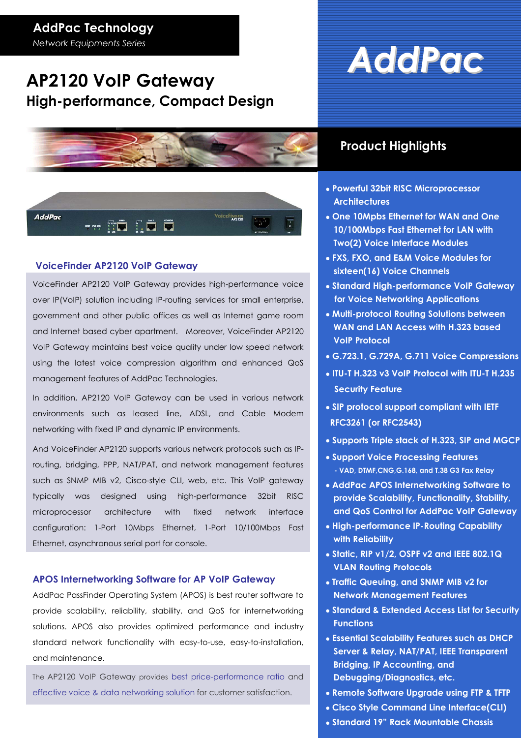**AddPac Technology**
*Network Equipments Series*

# AP2120 VoIP Gateway

## High-performance, Compact Design

AddPac

### VoiceFinder AP2120 VoIP Gateway

VoiceFinder AP2120 VoIP Gateway provides high-performance voice over IP(VoIP) solution including IP-routing services for small enterprise, government and other public offices as well as Internet game room and Internet based cyber apartment. Moreover, VoiceFinder AP2120 VoIP Gateway maintains best voice quality under low speed network using the latest voice compression algorithm and enhanced QoS management features of AddPac Technologies.

In addition, AP2120 VoIP Gateway can be used in various network environments such as leased line, ADSL, and Cable Modem networking with fixed IP and dynamic IP environments.

And VoiceFinder AP2120 supports various network protocols such as IP-routing, bridging, PPP, NAT/PAT, and network management features such as SNMP MIB v2, Cisco-style CLI, web, etc. This VoIP gateway typically was designed using high-performance 32bit RISC microprocessor architecture with fixed network interface configuration: 1-Port 10Mbps Ethernet, 1-Port 10/100Mbps Fast Ethernet, asynchronous serial port for console.

### APOS Internetworking Software for AP VoIP Gateway

AddPac PassFinder Operating System (APOS) is best router software to provide scalability, reliability, stability, and QoS for internetworking solutions. APOS also provides optimized performance and industry standard network functionality with easy-to-use, easy-to-installation, and maintenance.

The AP2120 VoIP Gateway provides best price-performance ratio and effective voice & data networking solution for customer satisfaction.

## Product Highlights

- Powerful 32bit RISC Microprocessor Architectures
- One 10Mpbs Ethernet for WAN and One 10/100Mbps Fast Ethernet for LAN with Two(2) Voice Interface Modules
- FXS, FXO, and E&M Voice Modules for sixteen(16) Voice Channels
- Standard High-performance VoIP Gateway for Voice Networking Applications
- Multi-protocol Routing Solutions between WAN and LAN Access with H.323 based VoIP Protocol
- G.723.1, G.729A, G.711 Voice Compressions
- ITU-T H.323 v3 VoIP Protocol with ITU-T H.235 Security Feature
- SIP protocol support compliant with IETF RFC3261 (or RFC2543)
- Supports Triple stack of H.323, SIP and MGCP
- Support Voice Processing Features
  - VAD, DTMF,CNG,G.168, and T.38 G3 Fax Relay
- AddPac APOS Internetworking Software to provide Scalability, Functionality, Stability, and QoS Control for AddPac VoIP Gateway
- High-performance IP-Routing Capability with Reliability
- Static, RIP v1/2, OSPF v2 and IEEE 802.1Q VLAN Routing Protocols
- Traffic Queuing, and SNMP MIB v2 for Network Management Features
- Standard & Extended Access List for Security Functions
- Essential Scalability Features such as DHCP Server & Relay, NAT/PAT, IEEE Transparent Bridging, IP Accounting, and Debugging/Diagnostics, etc.
- Remote Software Upgrade using FTP & TFTP
- Cisco Style Command Line Interface(CLI)
- Standard 19" Rack Mountable Chassis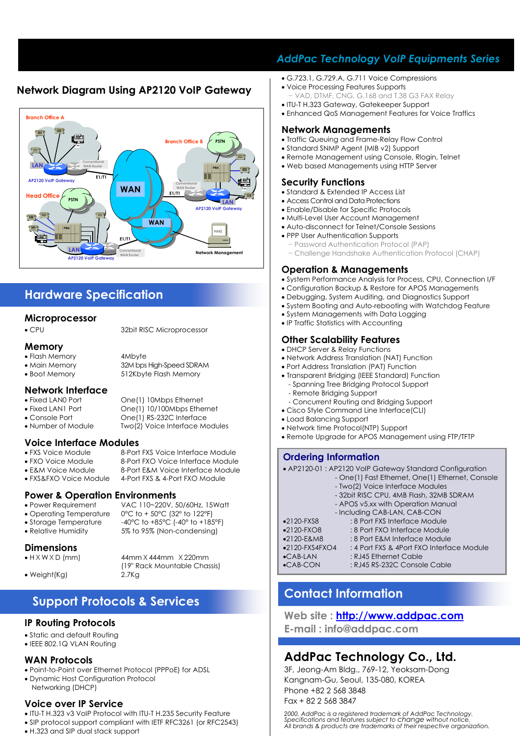# AddPac Technology VoIP Equipments Series

## Network Diagram Using AP2120 VoIP Gateway

Branch Office A

LAN

AP2120 VoIP Gateway

Conventional WAN Router

E1/T1

Branch Office B

PSTN

PBX

Conventional WAN Router

E1/T1

LAN

AP2120 VoIP Gateway

WAN

Head Office

PSTN

PBX

WAN

E1/T1

LAN

AP2120 VoIP Gateway

Conventional WAN Router

NMS

Network Management

## Hardware Specification

### Microprocessor

| | |
|---|---|
| • CPU | 32bit RISC Microprocessor |

### Memory

| | |
|---|---|
| • Flash Memory | 4Mbyte |
| • Main Memory | 32M bps High-Speed SDRAM |
| • Boot Memory | 512Kbyte Flash Memory |

### Network Interface

| | |
|---|---|
| • Fixed LAN0 Port | One(1) 10Mbps Ethernet |
| • Fixed LAN1 Port | One(1) 10/100Mbps Ethernet |
| • Console Port | One(1) RS-232C Interface |
| • Number of Module | Two(2) Voice Interface Modules |

### Voice Interface Modules

| | |
|---|---|
| • FXS Voice Module | 8-Port FXS Voice Interface Module |
| • FXO Voice Module | 8-Port FXO Voice Interface Module |
| • E&M Voice Module | 8-Port E&M Voice Interface Module |
| • FXS&FXO Voice Module | 4-Port FXS & 4-Port FXO Module |

### Power & Operation Environments

| | |
|---|---|
| • Power Requirement | VAC 110~220V, 50/60Hz, 15Watt |
| • Operating Temperature | 0°C to + 50°C (32° to 122°F) |
| • Storage Temperature | -40°C to +85°C (-40° to +185°F) |
| • Relative Humidity | 5% to 95% (Non-condensing) |

### Dimensions

| | |
|---|---|
| • H X W X D (mm) | 44mm X 444mm X 220mm (19" Rack Mountable Chassis) |
| • Weight(Kg) | 2.7Kg |

## Support Protocols & Services

### IP Routing Protocols

- Static and default Routing
- IEEE 802.1Q VLAN Routing

### WAN Protocols

- Point-to-Point over Ethernet Protocol (PPPoE) for ADSL
- Dynamic Host Configuration Protocol Networking (DHCP)

### Voice over IP Service

- ITU-T H.323 v3 VoIP Protocol with ITU-T H.235 Security Feature
- SIP protocol support compliant with IETF RFC3261 (or RFC2543)
- H.323 and SIP dual stack support
- G.723.1, G.729.A, G.711 Voice Compressions
- Voice Processing Features Supports
  - VAD, DTMF, CNG, G.168 and T.38 G3 FAX Relay
- ITU-T H.323 Gateway, Gatekeeper Support
- Enhanced QoS Management Features for Voice Traffics

### Network Managements

- Traffic Queuing and Frame-Relay Flow Control
- Standard SNMP Agent (MIB v2) Support
- Remote Management using Console, Rlogin, Telnet
- Web based Managements using HTTP Server

### Security Functions

- Standard & Extended IP Access List
- Access Control and Data Protections
- Enable/Disable for Specific Protocols
- Multi-Level User Account Management
- Auto-disconnect for Telnet/Console Sessions
- PPP User Authentication Supports
  - Password Authentication Protocol (PAP)
  - Challenge Handshake Authentication Protocol (CHAP)

### Operation & Managements

- System Performance Analysis for Process, CPU, Connection I/F
- Configuration Backup & Restore for APOS Managements
- Debugging, System Auditing, and Diagnostics Support
- System Booting and Auto-rebooting with Watchdog Feature
- System Managements with Data Logging
- IP Traffic Statistics with Accounting

### Other Scalability Features

- DHCP Server & Relay Functions
- Network Address Translation (NAT) Function
- Port Address Translation (PAT) Function
- Transparent Bridging (IEEE Standard) Function
  - Spanning Tree Bridging Protocol Support
  - Remote Bridging Support
  - Concurrent Routing and Bridging Support
- Cisco Style Command Line Interface(CLI)
- Load Balancing Support
- Network time Protocol(NTP) Support
- Remote Upgrade for APOS Management using FTP/TFTP

## Ordering Information

- AP2120-01 : AP2120 VoIP Gateway Standard Configuration
  - One(1) Fast Ethernet, One(1) Ethernet, Console
  - Two(2) Voice Interface Modules
  - 32bit RISC CPU, 4MB Flash, 32MB SDRAM
  - APOS v5.xx with Operation Manual
  - Including CAB-LAN, CAB-CON

| | |
|---|---|
| •2120-FXS8 | : 8 Port FXS Interface Module |
| •2120-FXO8 | : 8 Port FXO Interface Module |
| •2120-E&M8 | : 8 Port E&M Interface Module |
| •2120-FXS4FXO4 | : 4 Port FXS & 4Port FXO Interface Module |
| •CAB-LAN | : RJ45 Ethernet Cable |
| •CAB-CON | : RJ45 RS-232C Console Cable |

## Contact Information

Web site : http://www.addpac.com

E-mail : info@addpac.com

## AddPac Technology Co., Ltd.

3F, Jeong-Am Bldg., 769-12, Yeoksam-Dong
Kangnam-Gu, Seoul, 135-080, KOREA
Phone +82 2 568 3848
Fax + 82 2 568 3847

*2000, AddPac is a registered trademark of AddPac Technology.*
*Specifications and features subject to change without notice.*
*All brands & products are trademarks of their respective organization.*